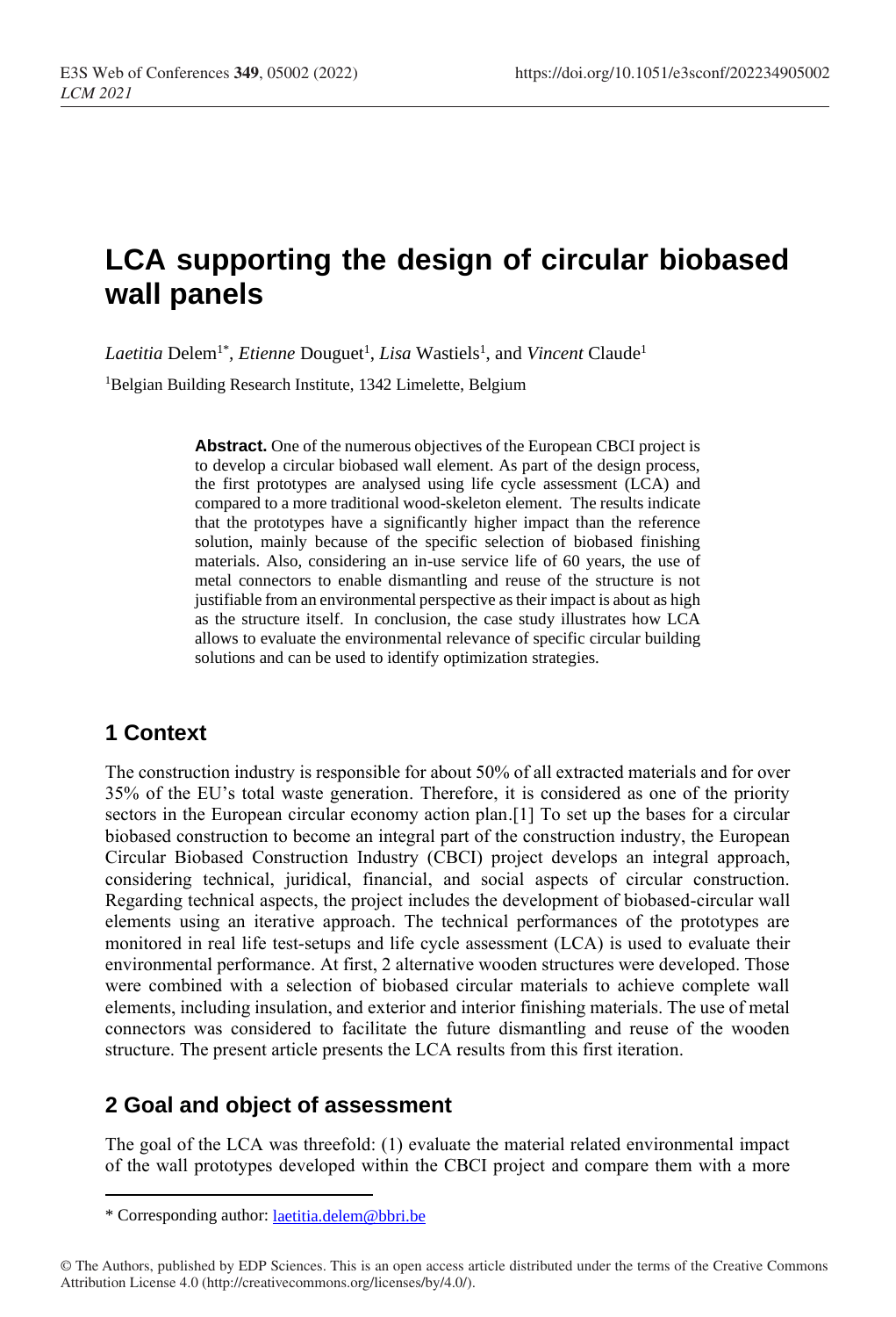# LCA supporting the design of circular biobased wall panels

*Laetitia* Delem[1*], *Etienne* Douguet[1], *Lisa* Wastiels[1], and *Vincent* Claude[1]

[1]Belgian Building Research Institute, 1342 Limelette, Belgium

**Abstract.** One of the numerous objectives of the European CBCI project is to develop a circular biobased wall element. As part of the design process, the first prototypes are analysed using life cycle assessment (LCA) and compared to a more traditional wood-skeleton element. The results indicate that the prototypes have a significantly higher impact than the reference solution, mainly because of the specific selection of biobased finishing materials. Also, considering an in-use service life of 60 years, the use of metal connectors to enable dismantling and reuse of the structure is not justifiable from an environmental perspective as their impact is about as high as the structure itself. In conclusion, the case study illustrates how LCA allows to evaluate the environmental relevance of specific circular building solutions and can be used to identify optimization strategies.

## 1 Context

The construction industry is responsible for about 50% of all extracted materials and for over 35% of the EU's total waste generation. Therefore, it is considered as one of the priority sectors in the European circular economy action plan.[1] To set up the bases for a circular biobased construction to become an integral part of the construction industry, the European Circular Biobased Construction Industry (CBCI) project develops an integral approach, considering technical, juridical, financial, and social aspects of circular construction. Regarding technical aspects, the project includes the development of biobased-circular wall elements using an iterative approach. The technical performances of the prototypes are monitored in real life test-setups and life cycle assessment (LCA) is used to evaluate their environmental performance. At first, 2 alternative wooden structures were developed. Those were combined with a selection of biobased circular materials to achieve complete wall elements, including insulation, and exterior and interior finishing materials. The use of metal connectors was considered to facilitate the future dismantling and reuse of the wooden structure. The present article presents the LCA results from this first iteration.

## 2 Goal and object of assessment

The goal of the LCA was threefold: (1) evaluate the material related environmental impact of the wall prototypes developed within the CBCI project and compare them with a more

\* Corresponding author: laetitia.delem@bbri.be

© The Authors, published by EDP Sciences. This is an open access article distributed under the terms of the Creative Commons Attribution License 4.0 (http://creativecommons.org/licenses/by/4.0/).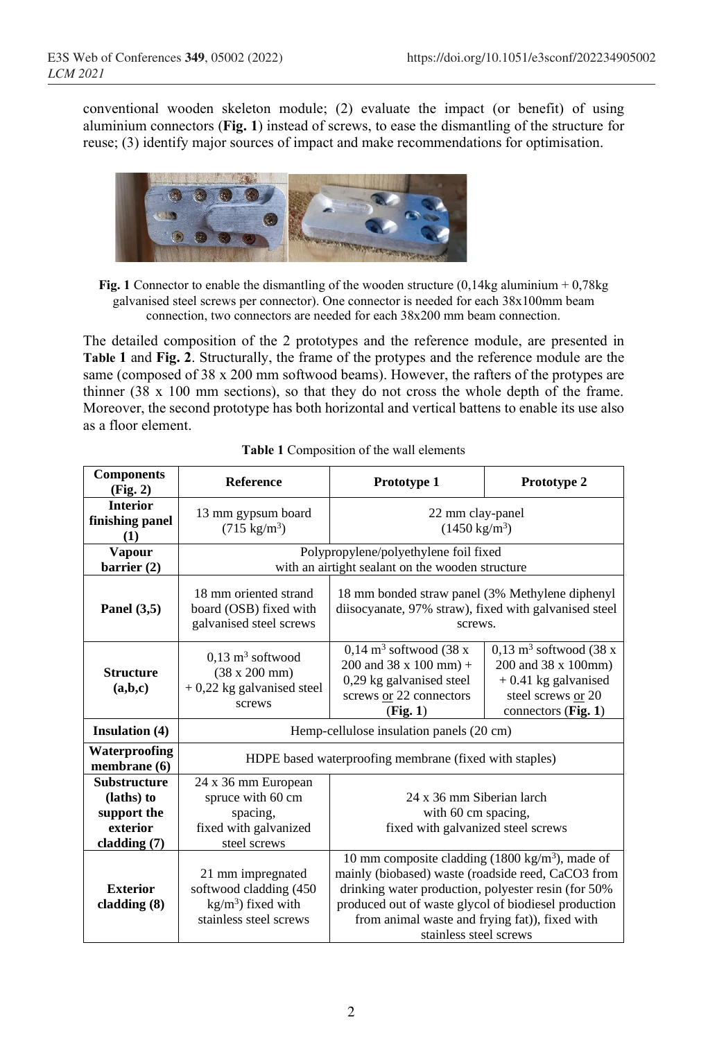conventional wooden skeleton module; (2) evaluate the impact (or benefit) of using aluminium connectors (**Fig. 1**) instead of screws, to ease the dismantling of the structure for reuse; (3) identify major sources of impact and make recommendations for optimisation.

**Fig. 1** Connector to enable the dismantling of the wooden structure (0,14kg aluminium + 0,78kg galvanised steel screws per connector). One connector is needed for each 38x100mm beam connection, two connectors are needed for each 38x200 mm beam connection.

The detailed composition of the 2 prototypes and the reference module, are presented in **Table 1** and **Fig. 2**. Structurally, the frame of the protypes and the reference module are the same (composed of 38 x 200 mm softwood beams). However, the rafters of the protypes are thinner (38 x 100 mm sections), so that they do not cross the whole depth of the frame. Moreover, the second prototype has both horizontal and vertical battens to enable its use also as a floor element.

**Table 1** Composition of the wall elements

| Components (Fig. 2) | Reference | Prototype 1 | Prototype 2 |
|---|---|---|---|
| **Interior finishing panel (1)** | 13 mm gypsum board (715 kg/m$^3$) | 22 mm clay-panel (1450 kg/m$^3$) | |
| **Vapour barrier (2)** | Polypropylene/polyethylene foil fixed with an airtight sealant on the wooden structure | | |
| **Panel (3,5)** | 18 mm oriented strand board (OSB) fixed with galvanised steel screws | 18 mm bonded straw panel (3% Methylene diphenyl diisocyanate, 97% straw), fixed with galvanised steel screws. | |
| **Structure (a,b,c)** | 0,13 m$^3$ softwood (38 x 200 mm) + 0,22 kg galvanised steel screws | 0,14 m$^3$ softwood (38 x 200 and 38 x 100 mm) + 0,29 kg galvanised steel screws <u>or</u> 22 connectors (**Fig. 1**) | 0,13 m$^3$ softwood (38 x 200 and 38 x 100mm) + 0.41 kg galvanised steel screws <u>or</u> 20 connectors (**Fig. 1**) |
| **Insulation (4)** | Hemp-cellulose insulation panels (20 cm) | | |
| **Waterproofing membrane (6)** | HDPE based waterproofing membrane (fixed with staples) | | |
| **Substructure (laths) to support the exterior cladding (7)** | 24 x 36 mm European spruce with 60 cm spacing, fixed with galvanized steel screws | 24 x 36 mm Siberian larch with 60 cm spacing, fixed with galvanized steel screws | |
| **Exterior cladding (8)** | 21 mm impregnated softwood cladding (450 kg/m$^3$) fixed with stainless steel screws | 10 mm composite cladding (1800 kg/m$^3$), made of mainly (biobased) waste (roadside reed, $CaCO_3$ from drinking water production, polyester resin (for 50% produced out of waste glycol of biodiesel production from animal waste and frying fat)), fixed with stainless steel screws | |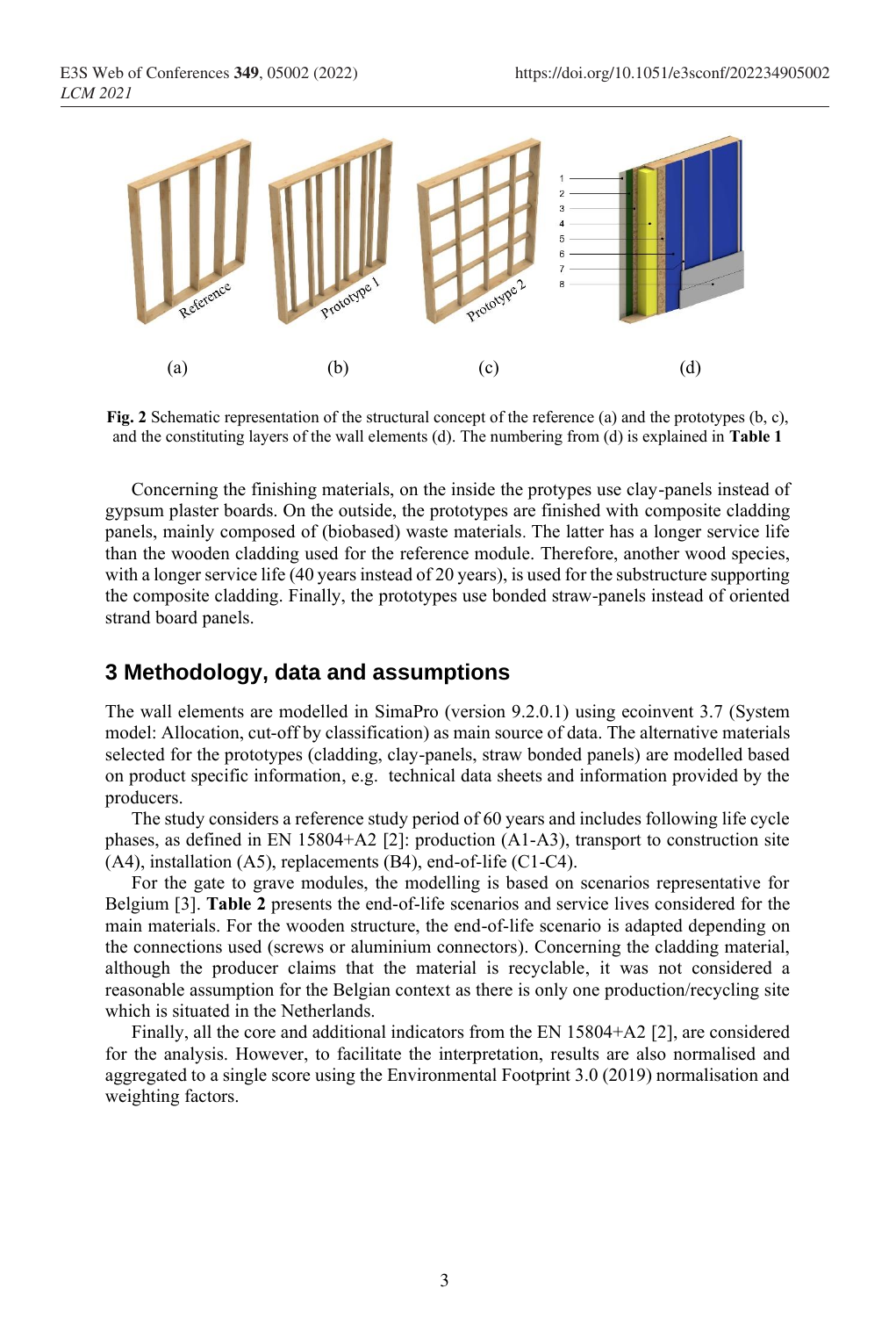**Fig. 2** Schematic representation of the structural concept of the reference (a) and the prototypes (b, c), and the constituting layers of the wall elements (d). The numbering from (d) is explained in **Table 1**

Concerning the finishing materials, on the inside the protypes use clay-panels instead of gypsum plaster boards. On the outside, the prototypes are finished with composite cladding panels, mainly composed of (biobased) waste materials. The latter has a longer service life than the wooden cladding used for the reference module. Therefore, another wood species, with a longer service life (40 years instead of 20 years), is used for the substructure supporting the composite cladding. Finally, the prototypes use bonded straw-panels instead of oriented strand board panels.

## 3 Methodology, data and assumptions

The wall elements are modelled in SimaPro (version 9.2.0.1) using ecoinvent 3.7 (System model: Allocation, cut-off by classification) as main source of data. The alternative materials selected for the prototypes (cladding, clay-panels, straw bonded panels) are modelled based on product specific information, e.g. technical data sheets and information provided by the producers.

The study considers a reference study period of 60 years and includes following life cycle phases, as defined in EN 15804+A2 [2]: production (A1-A3), transport to construction site (A4), installation (A5), replacements (B4), end-of-life (C1-C4).

For the gate to grave modules, the modelling is based on scenarios representative for Belgium [3]. **Table 2** presents the end-of-life scenarios and service lives considered for the main materials. For the wooden structure, the end-of-life scenario is adapted depending on the connections used (screws or aluminium connectors). Concerning the cladding material, although the producer claims that the material is recyclable, it was not considered a reasonable assumption for the Belgian context as there is only one production/recycling site which is situated in the Netherlands.

Finally, all the core and additional indicators from the EN 15804+A2 [2], are considered for the analysis. However, to facilitate the interpretation, results are also normalised and aggregated to a single score using the Environmental Footprint 3.0 (2019) normalisation and weighting factors.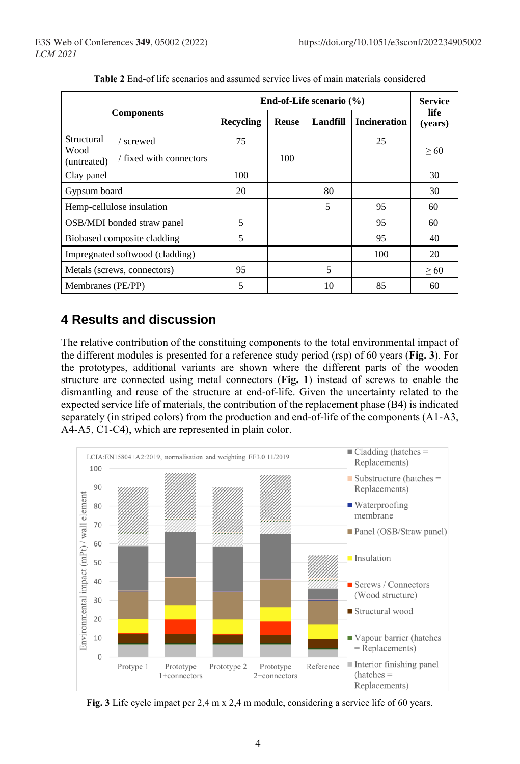**Table 2** End-of life scenarios and assumed service lives of main materials considered

| Components | | End-of-Life scenario (%) | | | | Service life (years) |
|---|---|---|---|---|---|---|
| | | Recycling | Reuse | Landfill | Incineration | |
| Structural Wood (untreated) | / screwed | 75 | | | 25 | ≥ 60 |
| | / fixed with connectors | | 100 | | | |
| Clay panel | | 100 | | | | 30 |
| Gypsum board | | 20 | | 80 | | 30 |
| Hemp-cellulose insulation | | | | 5 | 95 | 60 |
| OSB/MDI bonded straw panel | | 5 | | | 95 | 60 |
| Biobased composite cladding | | 5 | | | 95 | 40 |
| Impregnated softwood (cladding) | | | | | 100 | 20 |
| Metals (screws, connectors) | | 95 | | 5 | | ≥ 60 |
| Membranes (PE/PP) | | 5 | | 10 | 85 | 60 |

## 4 Results and discussion

The relative contribution of the constituting components to the total environmental impact of the different modules is presented for a reference study period (rsp) of 60 years (**Fig. 3**). For the prototypes, additional variants are shown where the different parts of the wooden structure are connected using metal connectors (**Fig. 1**) instead of screws to enable the dismantling and reuse of the structure at end-of-life. Given the uncertainty related to the expected service life of materials, the contribution of the replacement phase (B4) is indicated separately (in striped colors) from the production and end-of-life of the components (A1-A3, A4-A5, C1-C4), which are represented in plain color.

**Fig. 3** Life cycle impact per 2,4 m x 2,4 m module, considering a service life of 60 years.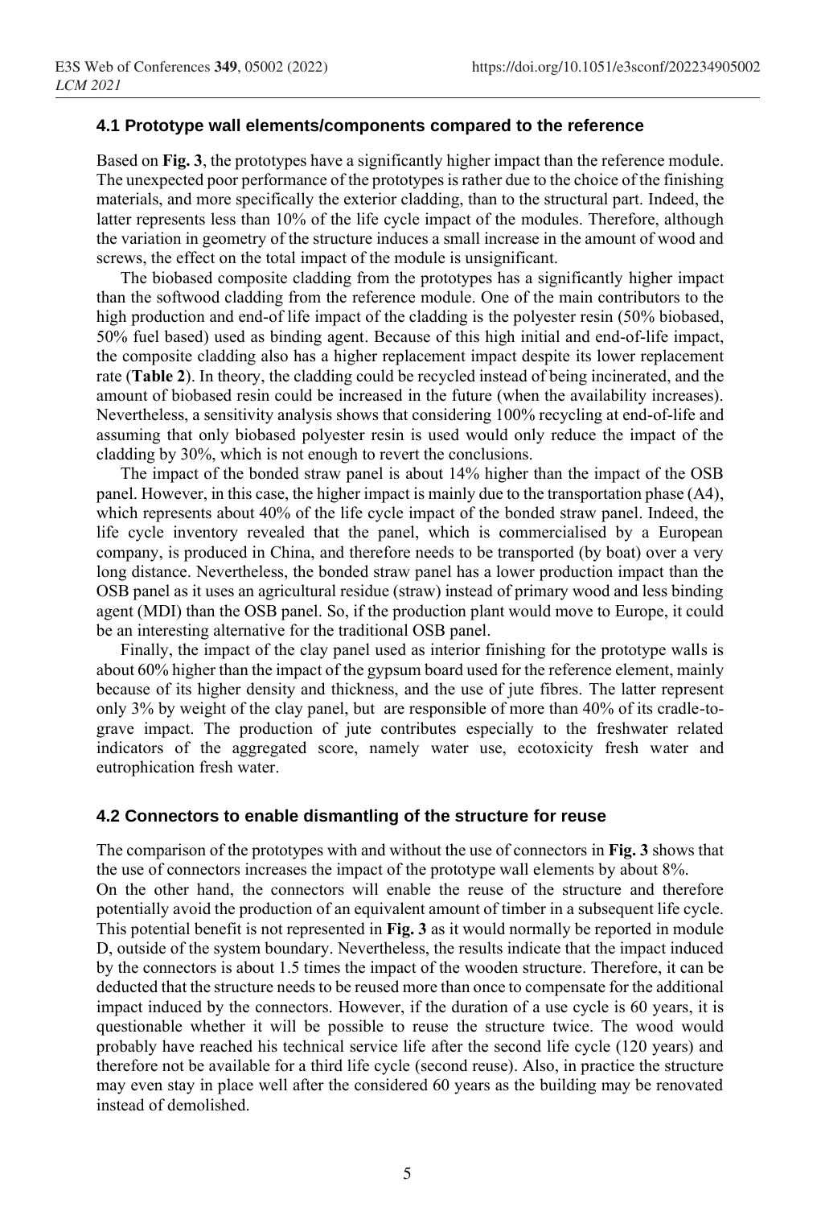### 4.1 Prototype wall elements/components compared to the reference

Based on **Fig. 3**, the prototypes have a significantly higher impact than the reference module. The unexpected poor performance of the prototypes is rather due to the choice of the finishing materials, and more specifically the exterior cladding, than to the structural part. Indeed, the latter represents less than 10% of the life cycle impact of the modules. Therefore, although the variation in geometry of the structure induces a small increase in the amount of wood and screws, the effect on the total impact of the module is unsignificant.

The biobased composite cladding from the prototypes has a significantly higher impact than the softwood cladding from the reference module. One of the main contributors to the high production and end-of life impact of the cladding is the polyester resin (50% biobased, 50% fuel based) used as binding agent. Because of this high initial and end-of-life impact, the composite cladding also has a higher replacement impact despite its lower replacement rate (**Table 2**). In theory, the cladding could be recycled instead of being incinerated, and the amount of biobased resin could be increased in the future (when the availability increases). Nevertheless, a sensitivity analysis shows that considering 100% recycling at end-of-life and assuming that only biobased polyester resin is used would only reduce the impact of the cladding by 30%, which is not enough to revert the conclusions.

The impact of the bonded straw panel is about 14% higher than the impact of the OSB panel. However, in this case, the higher impact is mainly due to the transportation phase (A4), which represents about 40% of the life cycle impact of the bonded straw panel. Indeed, the life cycle inventory revealed that the panel, which is commercialised by a European company, is produced in China, and therefore needs to be transported (by boat) over a very long distance. Nevertheless, the bonded straw panel has a lower production impact than the OSB panel as it uses an agricultural residue (straw) instead of primary wood and less binding agent (MDI) than the OSB panel. So, if the production plant would move to Europe, it could be an interesting alternative for the traditional OSB panel.

Finally, the impact of the clay panel used as interior finishing for the prototype walls is about 60% higher than the impact of the gypsum board used for the reference element, mainly because of its higher density and thickness, and the use of jute fibres. The latter represent only 3% by weight of the clay panel, but are responsible of more than 40% of its cradle-to-grave impact. The production of jute contributes especially to the freshwater related indicators of the aggregated score, namely water use, ecotoxicity fresh water and eutrophication fresh water.

### 4.2 Connectors to enable dismantling of the structure for reuse

The comparison of the prototypes with and without the use of connectors in **Fig. 3** shows that the use of connectors increases the impact of the prototype wall elements by about 8%.

On the other hand, the connectors will enable the reuse of the structure and therefore potentially avoid the production of an equivalent amount of timber in a subsequent life cycle. This potential benefit is not represented in **Fig. 3** as it would normally be reported in module D, outside of the system boundary. Nevertheless, the results indicate that the impact induced by the connectors is about 1.5 times the impact of the wooden structure. Therefore, it can be deducted that the structure needs to be reused more than once to compensate for the additional impact induced by the connectors. However, if the duration of a use cycle is 60 years, it is questionable whether it will be possible to reuse the structure twice. The wood would probably have reached his technical service life after the second life cycle (120 years) and therefore not be available for a third life cycle (second reuse). Also, in practice the structure may even stay in place well after the considered 60 years as the building may be renovated instead of demolished.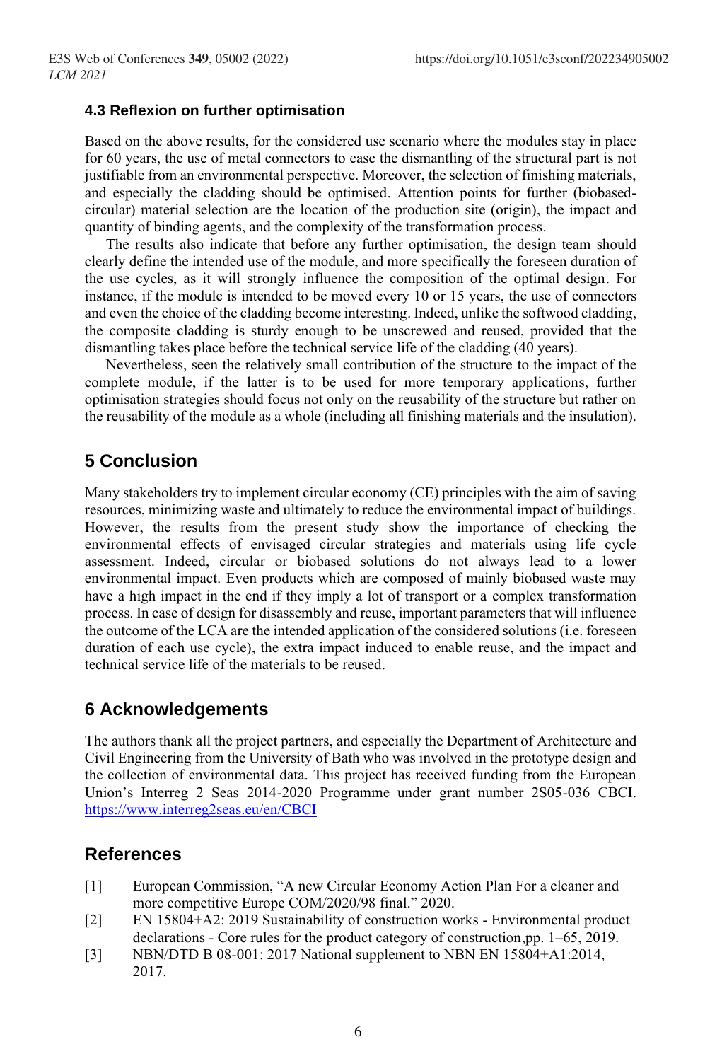### 4.3 Reflexion on further optimisation

Based on the above results, for the considered use scenario where the modules stay in place for 60 years, the use of metal connectors to ease the dismantling of the structural part is not justifiable from an environmental perspective. Moreover, the selection of finishing materials, and especially the cladding should be optimised. Attention points for further (biobased-circular) material selection are the location of the production site (origin), the impact and quantity of binding agents, and the complexity of the transformation process.

The results also indicate that before any further optimisation, the design team should clearly define the intended use of the module, and more specifically the foreseen duration of the use cycles, as it will strongly influence the composition of the optimal design. For instance, if the module is intended to be moved every 10 or 15 years, the use of connectors and even the choice of the cladding become interesting. Indeed, unlike the softwood cladding, the composite cladding is sturdy enough to be unscrewed and reused, provided that the dismantling takes place before the technical service life of the cladding (40 years).

Nevertheless, seen the relatively small contribution of the structure to the impact of the complete module, if the latter is to be used for more temporary applications, further optimisation strategies should focus not only on the reusability of the structure but rather on the reusability of the module as a whole (including all finishing materials and the insulation).

## 5 Conclusion

Many stakeholders try to implement circular economy (CE) principles with the aim of saving resources, minimizing waste and ultimately to reduce the environmental impact of buildings. However, the results from the present study show the importance of checking the environmental effects of envisaged circular strategies and materials using life cycle assessment. Indeed, circular or biobased solutions do not always lead to a lower environmental impact. Even products which are composed of mainly biobased waste may have a high impact in the end if they imply a lot of transport or a complex transformation process. In case of design for disassembly and reuse, important parameters that will influence the outcome of the LCA are the intended application of the considered solutions (i.e. foreseen duration of each use cycle), the extra impact induced to enable reuse, and the impact and technical service life of the materials to be reused.

## 6 Acknowledgements

The authors thank all the project partners, and especially the Department of Architecture and Civil Engineering from the University of Bath who was involved in the prototype design and the collection of environmental data. This project has received funding from the European Union's Interreg 2 Seas 2014-2020 Programme under grant number 2S05-036 CBCI. https://www.interreg2seas.eu/en/CBCI

## References

[1] European Commission, "A new Circular Economy Action Plan For a cleaner and more competitive Europe COM/2020/98 final." 2020.

[2] EN 15804+A2: 2019 Sustainability of construction works - Environmental product declarations - Core rules for the product category of construction,pp. 1–65, 2019.

[3] NBN/DTD B 08-001: 2017 National supplement to NBN EN 15804+A1:2014, 2017.